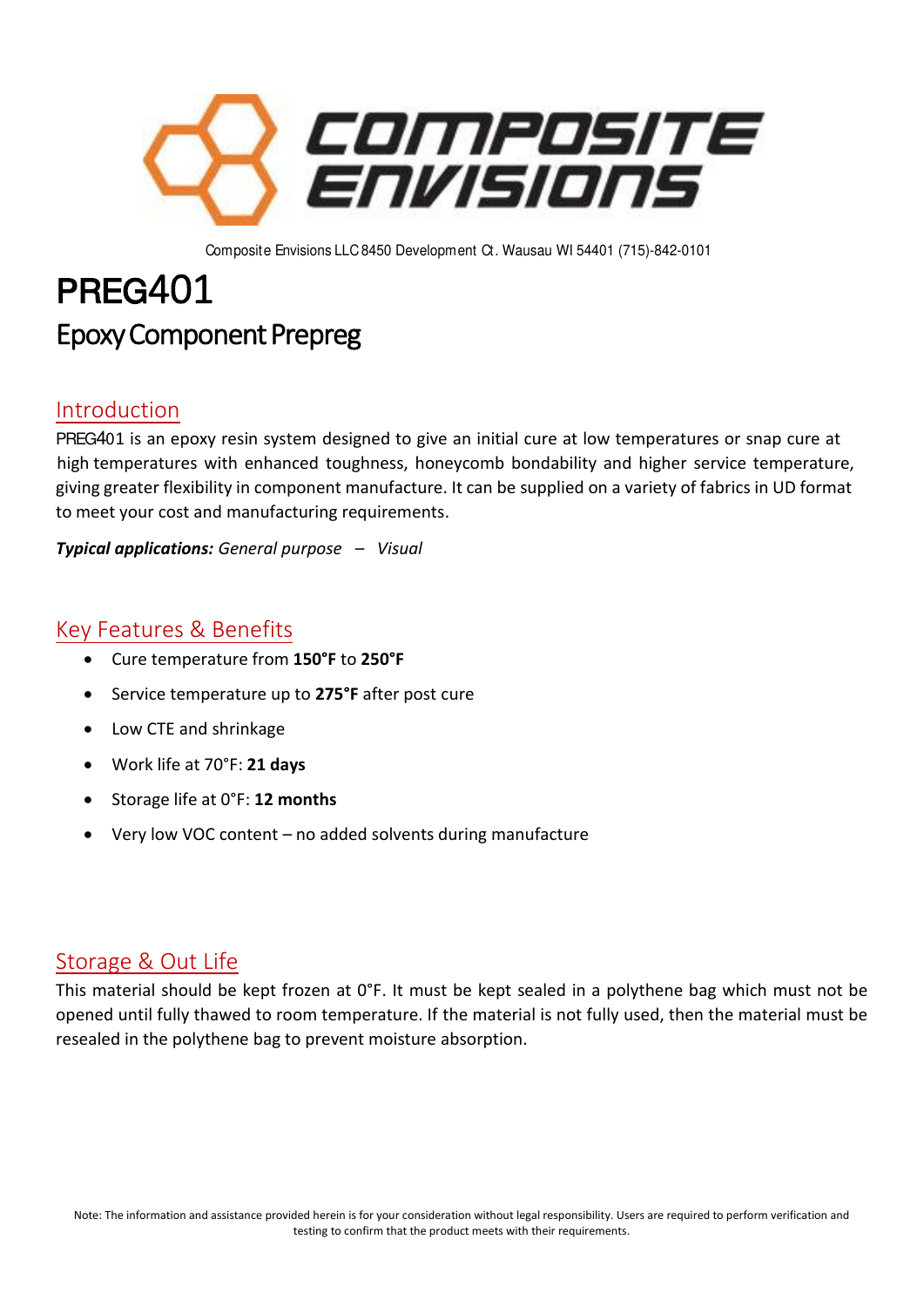COMPOSITE ENVISIONS

Composite Envisions LLC 8450 Development Ct. Wausau WI 54401 (715)-842-0101

# PREG401

## Epoxy Component Prepreg

## Introduction

PREG401 is an epoxy resin system designed to give an initial cure at low temperatures or snap cure at high temperatures with enhanced toughness, honeycomb bondability and higher service temperature, giving greater flexibility in component manufacture. It can be supplied on a variety of fabrics in UD format to meet your cost and manufacturing requirements.

***Typical applications:*** *General purpose – Visual*

## Key Features & Benefits

- Cure temperature from **150°F** to **250°F**
- Service temperature up to **275°F** after post cure
- Low CTE and shrinkage
- Work life at 70°F: **21 days**
- Storage life at 0°F: **12 months**
- Very low VOC content – no added solvents during manufacture

## Storage & Out Life

This material should be kept frozen at 0°F. It must be kept sealed in a polythene bag which must not be opened until fully thawed to room temperature. If the material is not fully used, then the material must be resealed in the polythene bag to prevent moisture absorption.

Note: The information and assistance provided herein is for your consideration without legal responsibility. Users are required to perform verification and testing to confirm that the product meets with their requirements.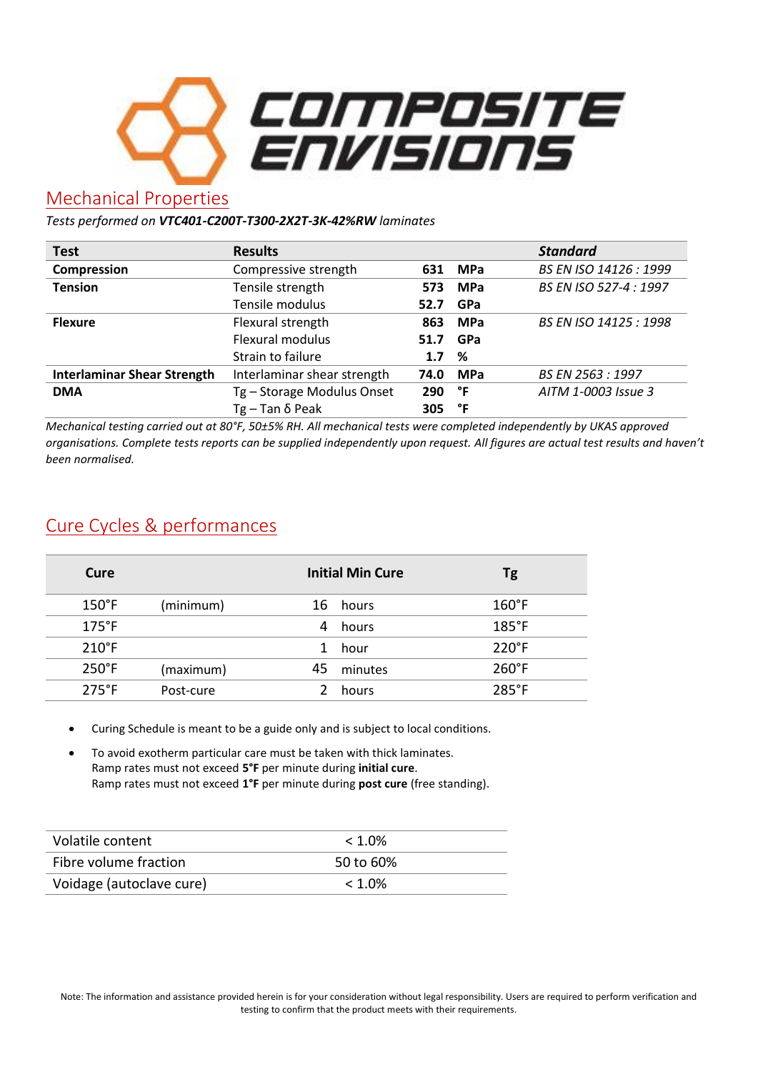## Mechanical Properties

*Tests performed on **VTC401-C200T-T300-2X2T-3K-42%RW** laminates*

| Test | Results | | | *Standard* |
|---|---|---|---|---|
| **Compression** | Compressive strength | **631** | **MPa** | *BS EN ISO 14126 : 1999* |
| **Tension** | Tensile strength | **573** | **MPa** | *BS EN ISO 527-4 : 1997* |
| | Tensile modulus | **52.7** | **GPa** | |
| **Flexure** | Flexural strength | **863** | **MPa** | *BS EN ISO 14125 : 1998* |
| | Flexural modulus | **51.7** | **GPa** | |
| | Strain to failure | **1.7** | **%** | |
| **Interlaminar Shear Strength** | Interlaminar shear strength | **74.0** | **MPa** | *BS EN 2563 : 1997* |
| **DMA** | Tg – Storage Modulus Onset | **290** | **°F** | *AITM 1-0003 Issue 3* |
| | Tg – Tan δ Peak | **305** | **°F** | |

*Mechanical testing carried out at 80°F, 50±5% RH. All mechanical tests were completed independently by UKAS approved organisations. Complete tests reports can be supplied independently upon request. All figures are actual test results and haven't been normalised.*

## Cure Cycles & performances

| Cure | | Initial Min Cure | | Tg |
|---|---|---|---|---|
| 150°F | (minimum) | 16 | hours | 160°F |
| 175°F | | 4 | hours | 185°F |
| 210°F | | 1 | hour | 220°F |
| 250°F | (maximum) | 45 | minutes | 260°F |
| 275°F | Post-cure | 2 | hours | 285°F |

- Curing Schedule is meant to be a guide only and is subject to local conditions.
- To avoid exotherm particular care must be taken with thick laminates.
  Ramp rates must not exceed **5°F** per minute during **initial cure**.
  Ramp rates must not exceed **1°F** per minute during **post cure** (free standing).

| | |
|---|---|
| Volatile content | < 1.0% |
| Fibre volume fraction | 50 to 60% |
| Voidage (autoclave cure) | < 1.0% |

Note: The information and assistance provided herein is for your consideration without legal responsibility. Users are required to perform verification and testing to confirm that the product meets with their requirements.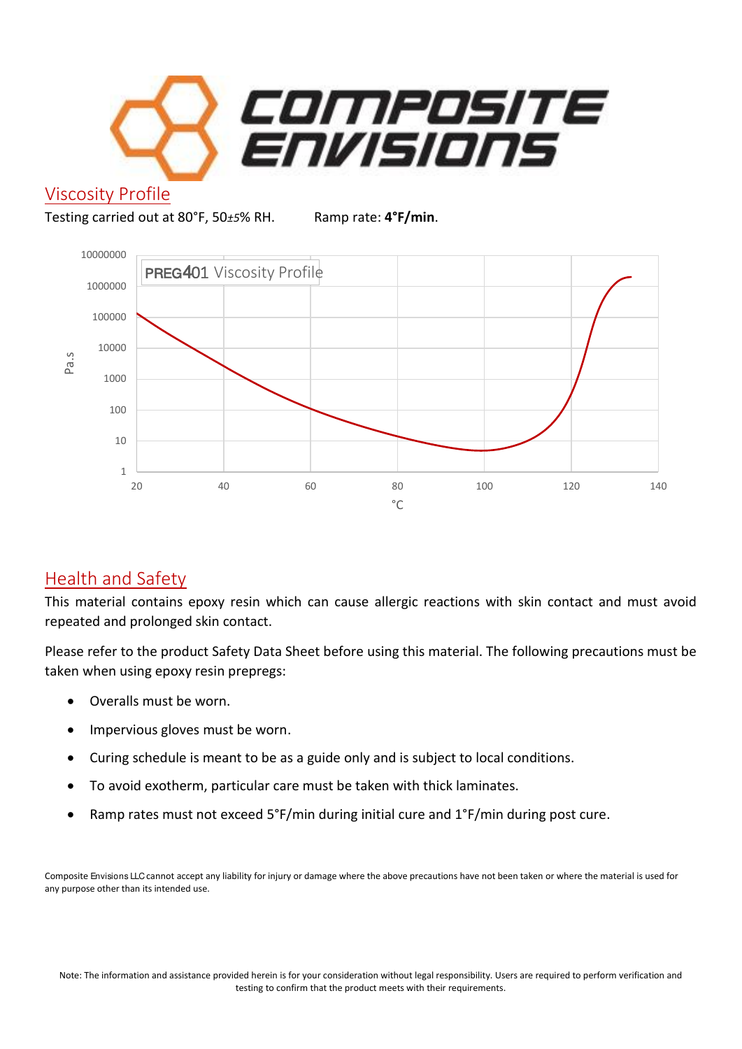## Viscosity Profile

Testing carried out at 80°F, 50±5% RH.   Ramp rate: **4°F/min**.

PREG401 Viscosity Profile

Pa.s

10000000
1000000
100000
10000
1000
100
10
1

20 40 60 80 100 120 140

°C

## Health and Safety

This material contains epoxy resin which can cause allergic reactions with skin contact and must avoid repeated and prolonged skin contact.

Please refer to the product Safety Data Sheet before using this material. The following precautions must be taken when using epoxy resin prepregs:

- Overalls must be worn.
- Impervious gloves must be worn.
- Curing schedule is meant to be as a guide only and is subject to local conditions.
- To avoid exotherm, particular care must be taken with thick laminates.
- Ramp rates must not exceed 5°F/min during initial cure and 1°F/min during post cure.

Composite Envisions LLC cannot accept any liability for injury or damage where the above precautions have not been taken or where the material is used for any purpose other than its intended use.

Note: The information and assistance provided herein is for your consideration without legal responsibility. Users are required to perform verification and testing to confirm that the product meets with their requirements.